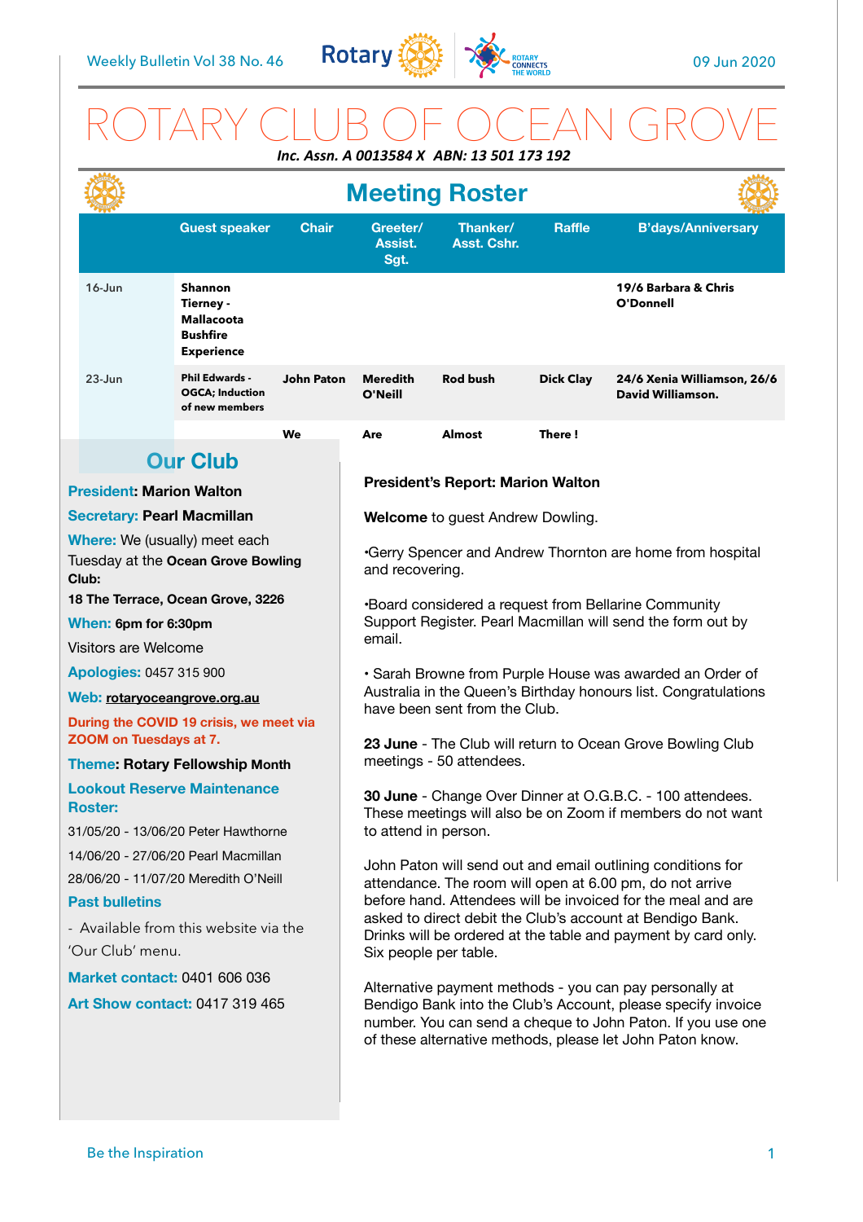Weekly Bulletin Vol 38 No. 46 — 09 Jun 2020

# ROTARY CLUB OF OCEAN GROVE

***Inc. Assn. A 0013584 X ABN: 13 501 173 192***

## Meeting Roster

| | Guest speaker | Chair | Greeter/ Assist. Sgt. | Thanker/ Asst. Cshr. | Raffle | B'days/Anniversary |
|---|---|---|---|---|---|---|
| 16-Jun | **Shannon Tierney - Mallacoota Bushfire Experience** | | | | | **19/6 Barbara & Chris O'Donnell** |
| 23-Jun | **Phil Edwards - OGCA; Induction of new members** | **John Paton** | **Meredith O'Neill** | **Rod bush** | **Dick Clay** | **24/6 Xenia Williamson, 26/6 David Williamson.** |
| | | **We** | **Are** | **Almost** | **There !** | |

## Our Club

**President:** Marion Walton

**Secretary:** Pearl Macmillan

**Where:** We (usually) meet each Tuesday at the **Ocean Grove Bowling Club:**

**18 The Terrace, Ocean Grove, 3226**

**When:** **6pm for 6:30pm**

Visitors are Welcome

**Apologies:** 0457 315 900

**Web:** rotaryoceangrove.org.au

**During the COVID 19 crisis, we meet via ZOOM on Tuesdays at 7.**

**Theme: Rotary Fellowship Month**

**Lookout Reserve Maintenance Roster:**

31/05/20 - 13/06/20 Peter Hawthorne

14/06/20 - 27/06/20 Pearl Macmillan

28/06/20 - 11/07/20 Meredith O'Neill

**Past bulletins**

- Available from this website via the 'Our Club' menu.

**Market contact:** 0401 606 036

**Art Show contact:** 0417 319 465

## President's Report: Marion Walton

**Welcome** to guest Andrew Dowling.

•Gerry Spencer and Andrew Thornton are home from hospital and recovering.

•Board considered a request from Bellarine Community Support Register. Pearl Macmillan will send the form out by email.

• Sarah Browne from Purple House was awarded an Order of Australia in the Queen's Birthday honours list. Congratulations have been sent from the Club.

**23 June** - The Club will return to Ocean Grove Bowling Club meetings - 50 attendees.

**30 June** - Change Over Dinner at O.G.B.C. - 100 attendees. These meetings will also be on Zoom if members do not want to attend in person.

John Paton will send out and email outlining conditions for attendance. The room will open at 6.00 pm, do not arrive before hand. Attendees will be invoiced for the meal and are asked to direct debit the Club's account at Bendigo Bank. Drinks will be ordered at the table and payment by card only. Six people per table.

Alternative payment methods - you can pay personally at Bendigo Bank into the Club's Account, please specify invoice number. You can send a cheque to John Paton. If you use one of these alternative methods, please let John Paton know.

Be the Inspiration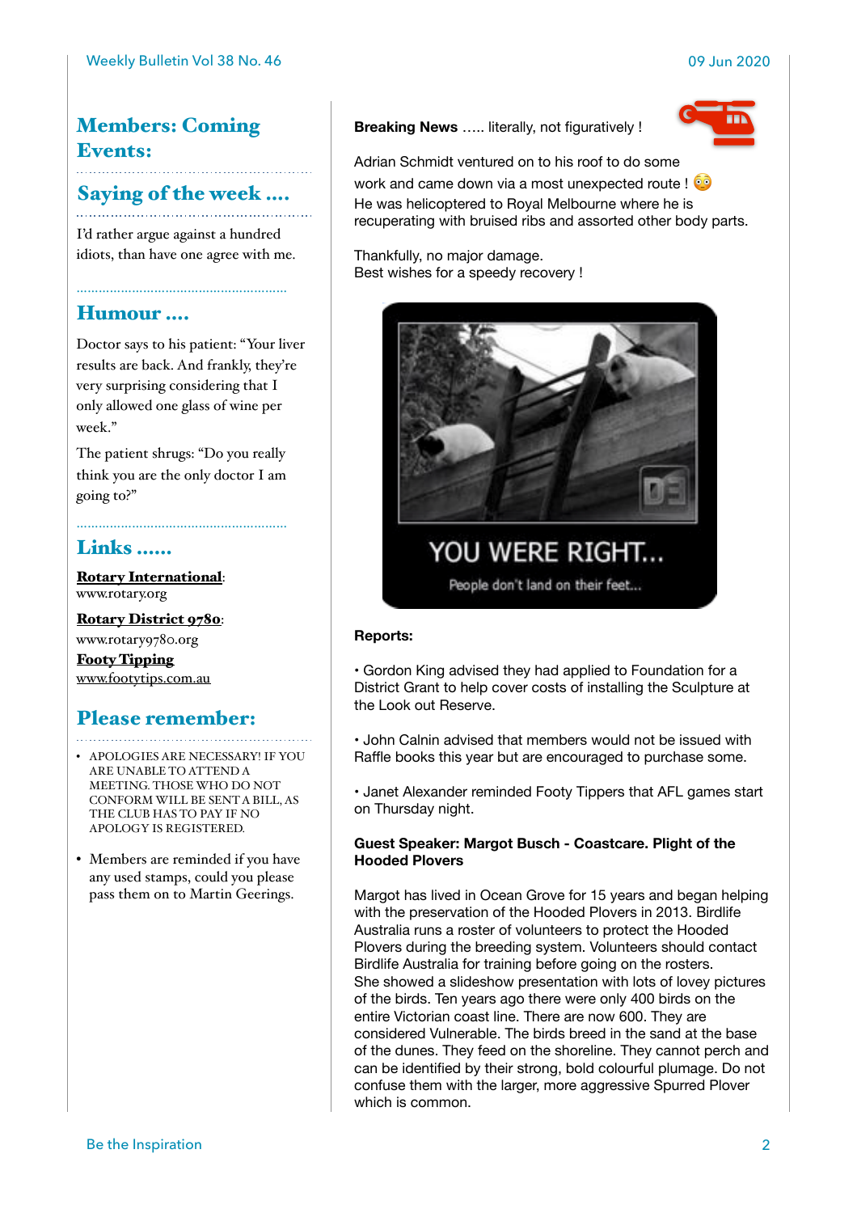## Members: Coming Events:

## Saying of the week ....

I'd rather argue against a hundred idiots, than have one agree with me.

## Humour ....

Doctor says to his patient: "Your liver results are back. And frankly, they're very surprising considering that I only allowed one glass of wine per week."

The patient shrugs: "Do you really think you are the only doctor I am going to?"

## Links ......

**Rotary International**:
www.rotary.org

**Rotary District 9780**:
www.rotary9780.org

**Footy Tipping**
www.footytips.com.au

## Please remember:

- APOLOGIES ARE NECESSARY! IF YOU ARE UNABLE TO ATTEND A MEETING. THOSE WHO DO NOT CONFORM WILL BE SENT A BILL, AS THE CLUB HAS TO PAY IF NO APOLOGY IS REGISTERED.
- Members are reminded if you have any used stamps, could you please pass them on to Martin Geerings.

**Breaking News** ..... literally, not figuratively !

Adrian Schmidt ventured on to his roof to do some work and came down via a most unexpected route ! 😳
He was helicoptered to Royal Melbourne where he is recuperating with bruised ribs and assorted other body parts.

Thankfully, no major damage.
Best wishes for a speedy recovery !

YOU WERE RIGHT...
People don't land on their feet...

**Reports:**

• Gordon King advised they had applied to Foundation for a District Grant to help cover costs of installing the Sculpture at the Look out Reserve.

• John Calnin advised that members would not be issued with Raffle books this year but are encouraged to purchase some.

• Janet Alexander reminded Footy Tippers that AFL games start on Thursday night.

**Guest Speaker: Margot Busch - Coastcare. Plight of the Hooded Plovers**

Margot has lived in Ocean Grove for 15 years and began helping with the preservation of the Hooded Plovers in 2013. Birdlife Australia runs a roster of volunteers to protect the Hooded Plovers during the breeding system. Volunteers should contact Birdlife Australia for training before going on the rosters.
She showed a slideshow presentation with lots of lovey pictures of the birds. Ten years ago there were only 400 birds on the entire Victorian coast line. There are now 600. They are considered Vulnerable. The birds breed in the sand at the base of the dunes. They feed on the shoreline. They cannot perch and can be identified by their strong, bold colourful plumage. Do not confuse them with the larger, more aggressive Spurred Plover which is common.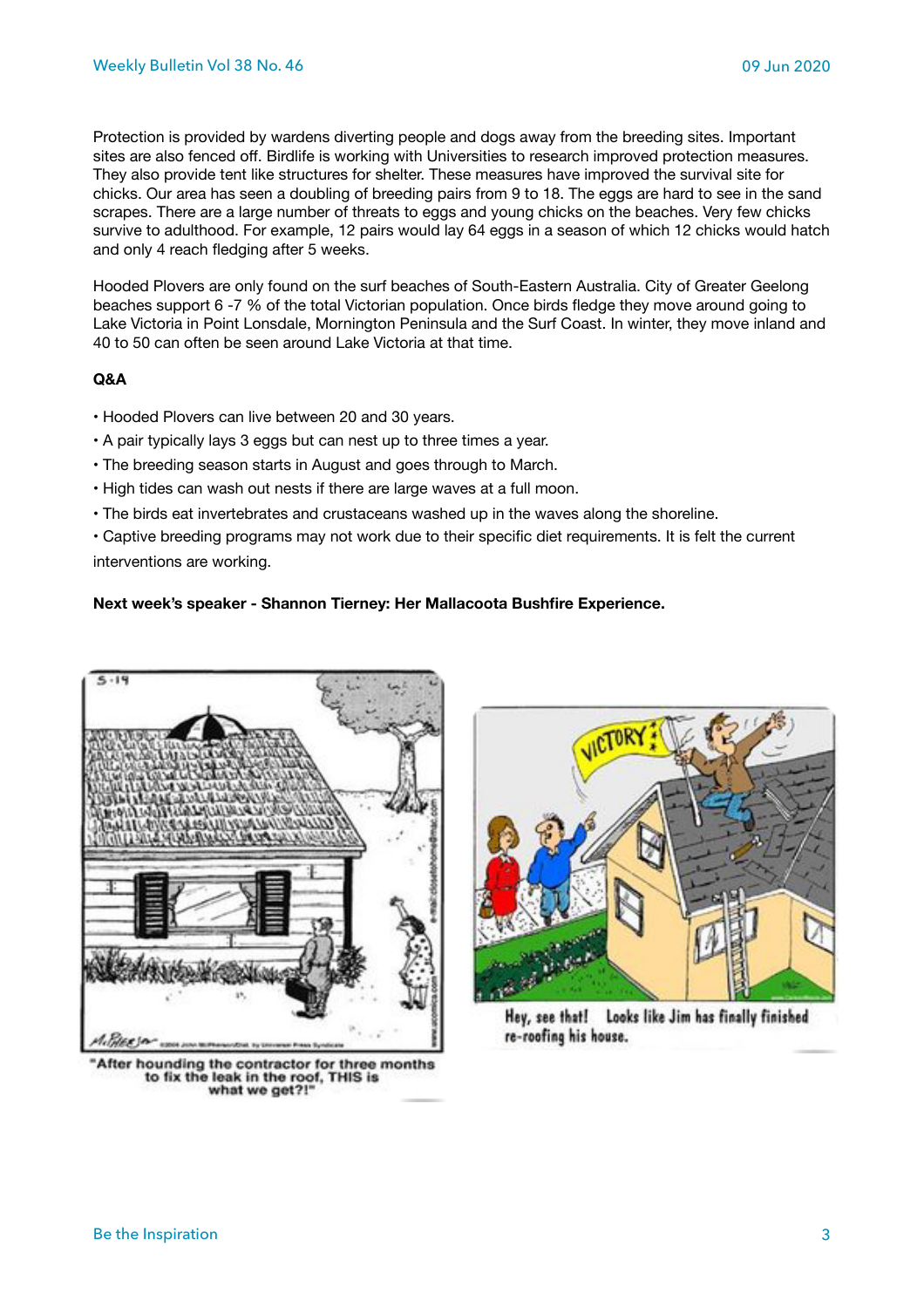Protection is provided by wardens diverting people and dogs away from the breeding sites. Important sites are also fenced off. Birdlife is working with Universities to research improved protection measures. They also provide tent like structures for shelter. These measures have improved the survival site for chicks. Our area has seen a doubling of breeding pairs from 9 to 18. The eggs are hard to see in the sand scrapes. There are a large number of threats to eggs and young chicks on the beaches. Very few chicks survive to adulthood. For example, 12 pairs would lay 64 eggs in a season of which 12 chicks would hatch and only 4 reach fledging after 5 weeks.

Hooded Plovers are only found on the surf beaches of South-Eastern Australia. City of Greater Geelong beaches support 6 -7 % of the total Victorian population. Once birds fledge they move around going to Lake Victoria in Point Lonsdale, Mornington Peninsula and the Surf Coast. In winter, they move inland and 40 to 50 can often be seen around Lake Victoria at that time.

**Q&A**

- Hooded Plovers can live between 20 and 30 years.
- A pair typically lays 3 eggs but can nest up to three times a year.
- The breeding season starts in August and goes through to March.
- High tides can wash out nests if there are large waves at a full moon.
- The birds eat invertebrates and crustaceans washed up in the waves along the shoreline.
- Captive breeding programs may not work due to their specific diet requirements. It is felt the current interventions are working.

**Next week's speaker - Shannon Tierney: Her Mallacoota Bushfire Experience.**

"After hounding the contractor for three months to fix the leak in the roof, THIS is what we get?!"

Hey, see that! Looks like Jim has finally finished re-roofing his house.